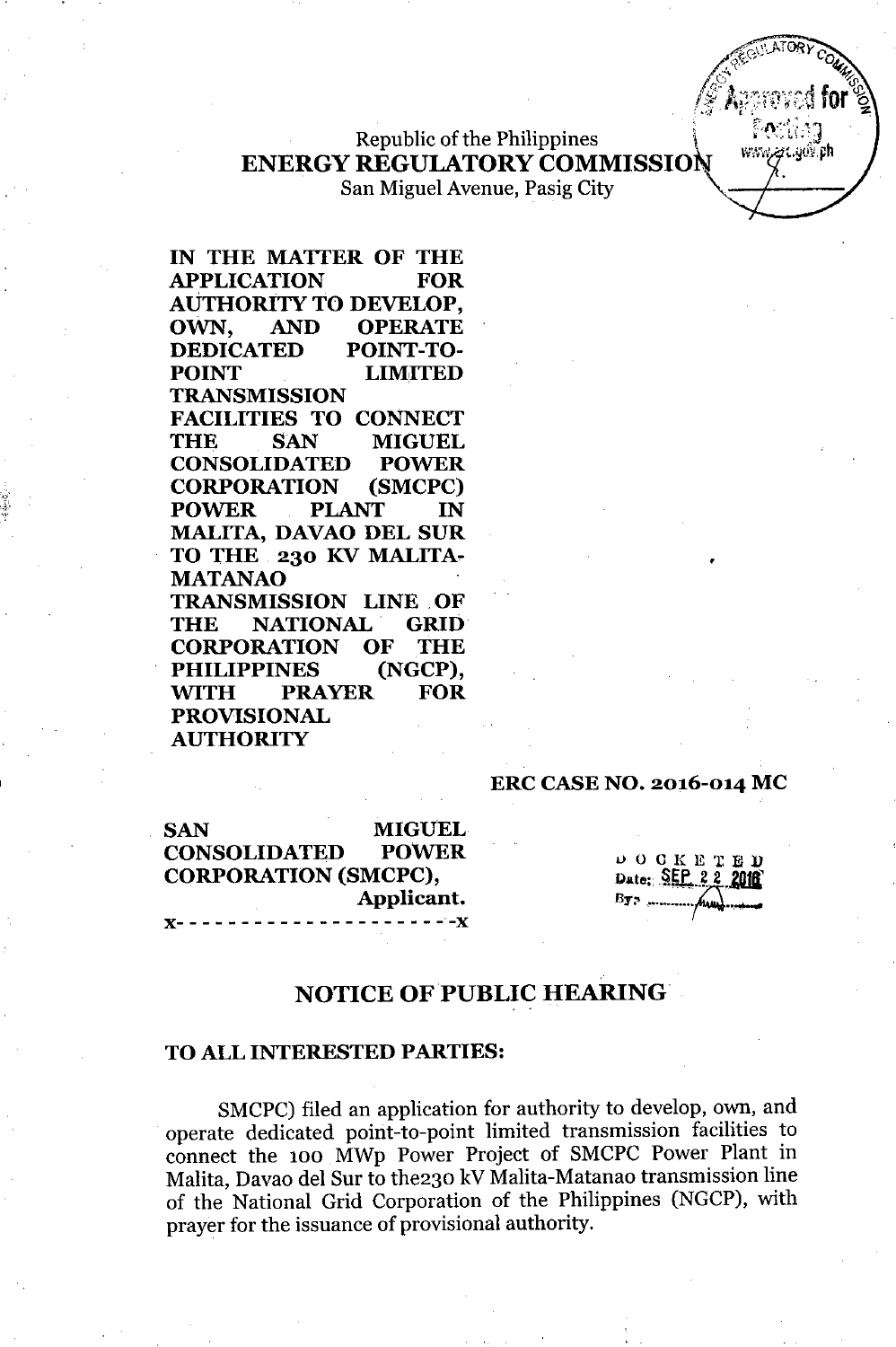Republic of the Philippines
**ENERGY REGULATORY COMMISSION**
San Miguel Avenue, Pasig City

**IN THE MATTER OF THE APPLICATION FOR AUTHORITY TO DEVELOP, OWN, AND OPERATE DEDICATED POINT-TO-POINT LIMITED TRANSMISSION FACILITIES TO CONNECT THE SAN MIGUEL CONSOLIDATED POWER CORPORATION (SMCPC) POWER PLANT IN MALITA, DAVAO DEL SUR TO THE 230 KV MALITA-MATANAO TRANSMISSION LINE OF THE NATIONAL GRID CORPORATION OF THE PHILIPPINES (NGCP), WITH PRAYER FOR PROVISIONAL AUTHORITY**

**ERC CASE NO. 2016-014 MC**

**SAN MIGUEL CONSOLIDATED POWER CORPORATION (SMCPC),**
**Applicant.**
x- - - - - - - - - - - - - - - - - - - - -x

DOCKETED
Date: SEP 22 2016
By: ..........

## NOTICE OF PUBLIC HEARING

**TO ALL INTERESTED PARTIES:**

SMCPC) filed an application for authority to develop, own, and operate dedicated point-to-point limited transmission facilities to connect the 100 MWp Power Project of SMCPC Power Plant in Malita, Davao del Sur to the230 kV Malita-Matanao transmission line of the National Grid Corporation of the Philippines (NGCP), with prayer for the issuance of provisional authority.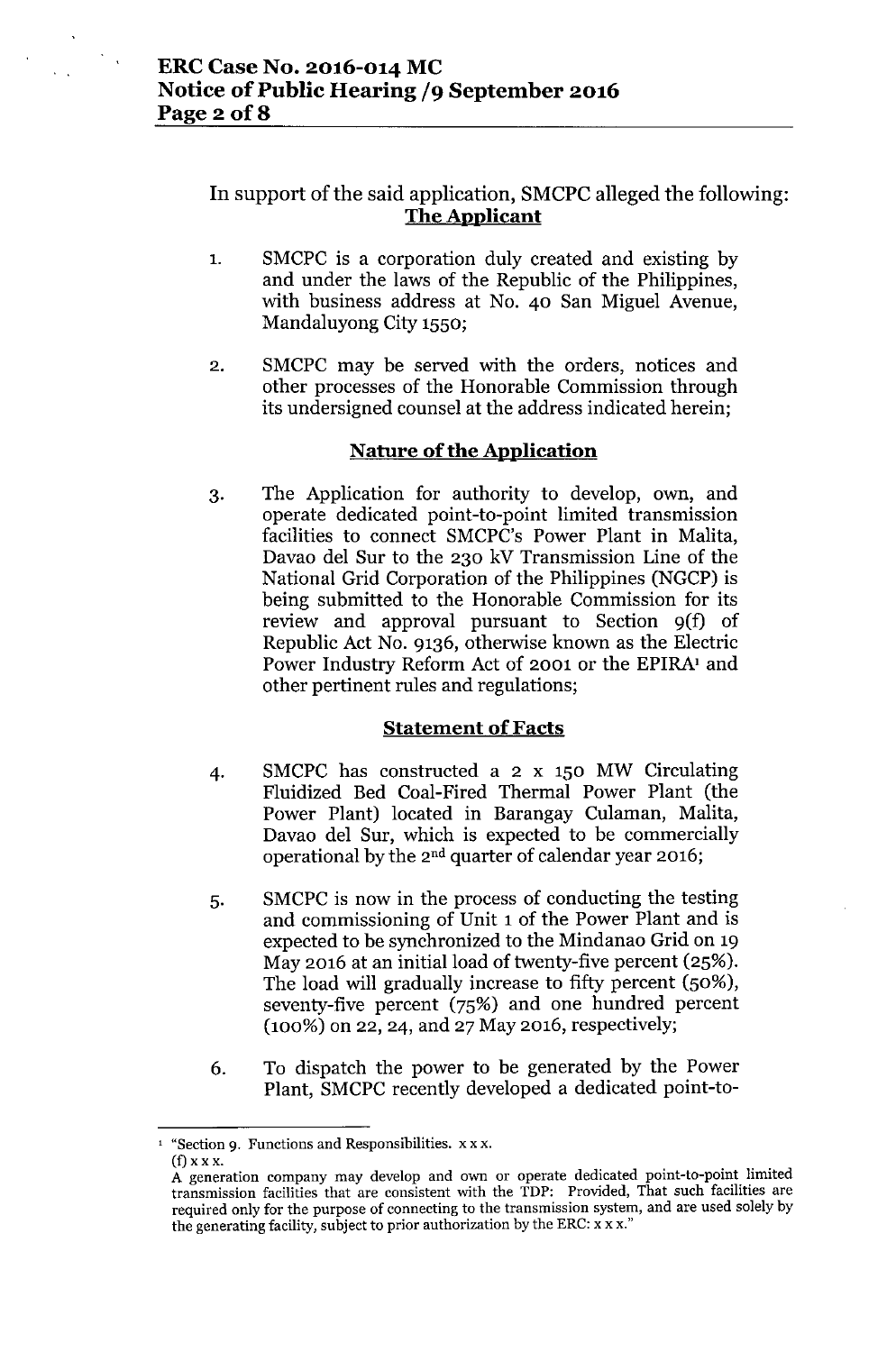In support of the said application, SMCPC alleged the following:

## The Applicant

1. SMCPC is a corporation duly created and existing by and under the laws of the Republic of the Philippines, with business address at No. 40 San Miguel Avenue, Mandaluyong City 1550;

2. SMCPC may be served with the orders, notices and other processes of the Honorable Commission through its undersigned counsel at the address indicated herein;

## Nature of the Application

3. The Application for authority to develop, own, and operate dedicated point-to-point limited transmission facilities to connect SMCPC's Power Plant in Malita, Davao del Sur to the 230 kV Transmission Line of the National Grid Corporation of the Philippines (NGCP) is being submitted to the Honorable Commission for its review and approval pursuant to Section 9(f) of Republic Act No. 9136, otherwise known as the Electric Power Industry Reform Act of 2001 or the EPIRA[1] and other pertinent rules and regulations;

## Statement of Facts

4. SMCPC has constructed a 2 x 150 MW Circulating Fluidized Bed Coal-Fired Thermal Power Plant (the Power Plant) located in Barangay Culaman, Malita, Davao del Sur, which is expected to be commercially operational by the 2nd quarter of calendar year 2016;

5. SMCPC is now in the process of conducting the testing and commissioning of Unit 1 of the Power Plant and is expected to be synchronized to the Mindanao Grid on 19 May 2016 at an initial load of twenty-five percent (25%). The load will gradually increase to fifty percent (50%), seventy-five percent (75%) and one hundred percent (100%) on 22, 24, and 27 May 2016, respectively;

6. To dispatch the power to be generated by the Power Plant, SMCPC recently developed a dedicated point-to-

---

[1] "Section 9. Functions and Responsibilities. x x x.
(f) x x x.
A generation company may develop and own or operate dedicated point-to-point limited transmission facilities that are consistent with the TDP: Provided, That such facilities are required only for the purpose of connecting to the transmission system, and are used solely by the generating facility, subject to prior authorization by the ERC: x x x."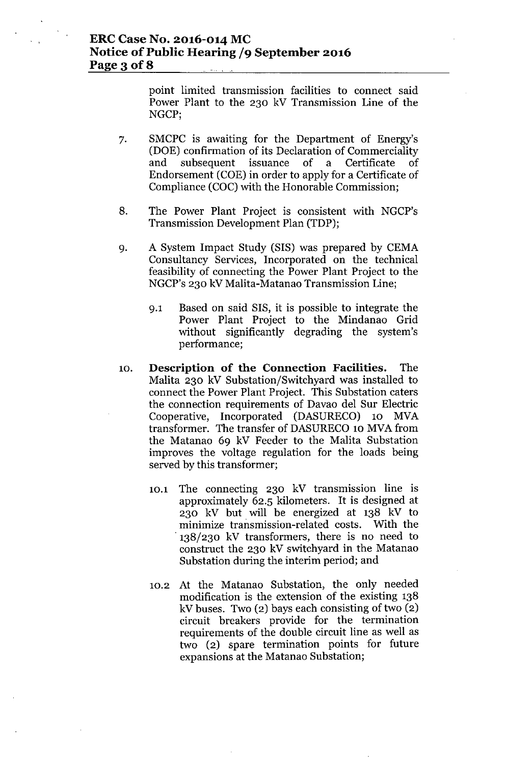point limited transmission facilities to connect said Power Plant to the 230 kV Transmission Line of the NGCP;

7. SMCPC is awaiting for the Department of Energy's (DOE) confirmation of its Declaration of Commerciality and subsequent issuance of a Certificate of Endorsement (COE) in order to apply for a Certificate of Compliance (COC) with the Honorable Commission;

8. The Power Plant Project is consistent with NGCP's Transmission Development Plan (TDP);

9. A System Impact Study (SIS) was prepared by CEMA Consultancy Services, Incorporated on the technical feasibility of connecting the Power Plant Project to the NGCP's 230 kV Malita-Matanao Transmission Line;

   9.1 Based on said SIS, it is possible to integrate the Power Plant Project to the Mindanao Grid without significantly degrading the system's performance;

10. **Description of the Connection Facilities.** The Malita 230 kV Substation/Switchyard was installed to connect the Power Plant Project. This Substation caters the connection requirements of Davao del Sur Electric Cooperative, Incorporated (DASURECO) 10 MVA transformer. The transfer of DASURECO 10 MVA from the Matanao 69 kV Feeder to the Malita Substation improves the voltage regulation for the loads being served by this transformer;

    10.1 The connecting 230 kV transmission line is approximately 62.5 kilometers. It is designed at 230 kV but will be energized at 138 kV to minimize transmission-related costs. With the 138/230 kV transformers, there is no need to construct the 230 kV switchyard in the Matanao Substation during the interim period; and

    10.2 At the Matanao Substation, the only needed modification is the extension of the existing 138 kV buses. Two (2) bays each consisting of two (2) circuit breakers provide for the termination requirements of the double circuit line as well as two (2) spare termination points for future expansions at the Matanao Substation;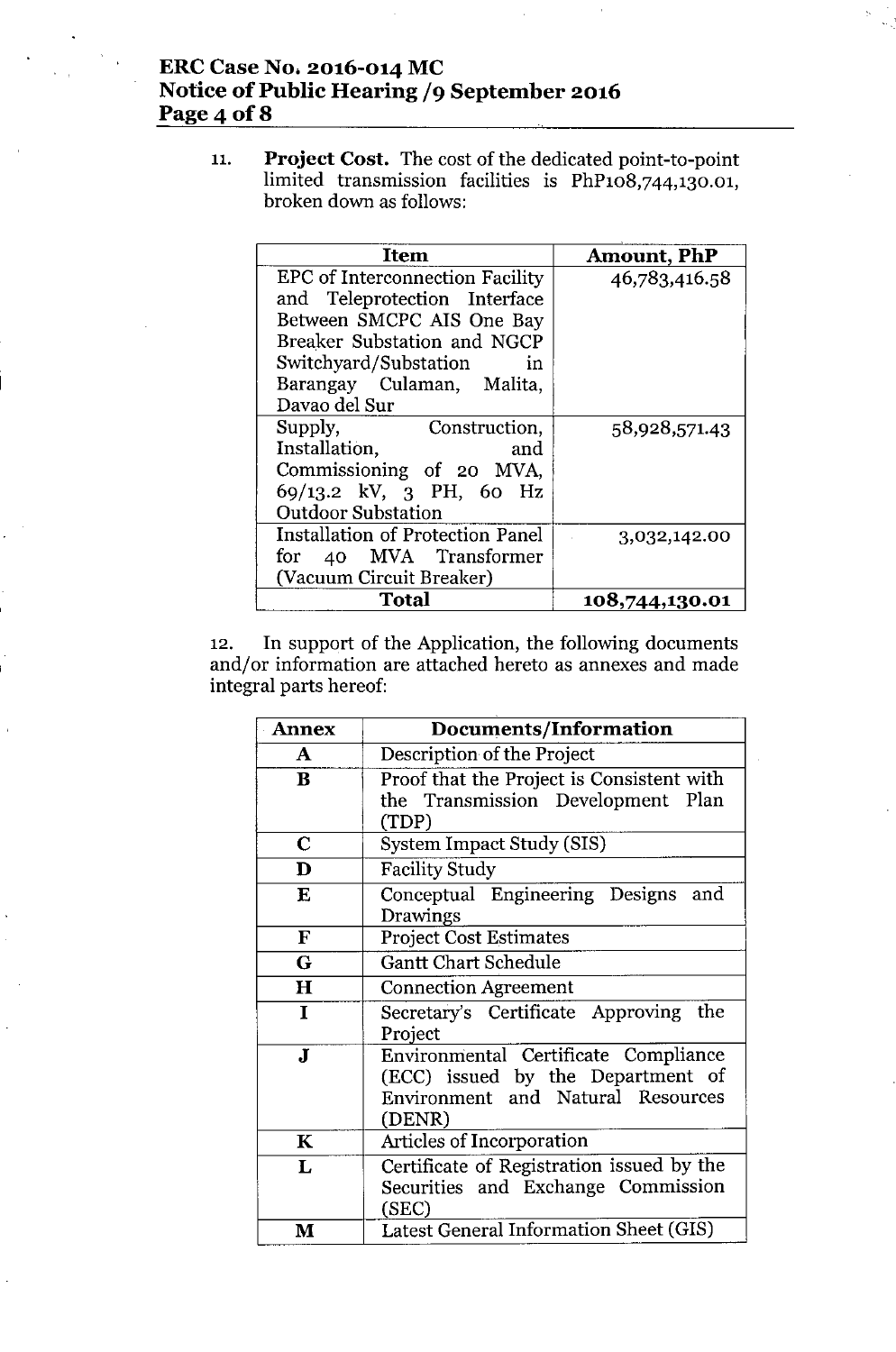11. **Project Cost.** The cost of the dedicated point-to-point limited transmission facilities is PhP108,744,130.01, broken down as follows:

| Item | Amount, PhP |
|---|---|
| EPC of Interconnection Facility and Teleprotection Interface Between SMCPC AIS One Bay Breaker Substation and NGCP Switchyard/Substation in Barangay Culaman, Malita, Davao del Sur | 46,783,416.58 |
| Supply, Construction, Installation, and Commissioning of 20 MVA, 69/13.2 kV, 3 PH, 60 Hz Outdoor Substation | 58,928,571.43 |
| Installation of Protection Panel for 40 MVA Transformer (Vacuum Circuit Breaker) | 3,032,142.00 |
| **Total** | **108,744,130.01** |

12. In support of the Application, the following documents and/or information are attached hereto as annexes and made integral parts hereof:

| Annex | Documents/Information |
|---|---|
| **A** | Description of the Project |
| **B** | Proof that the Project is Consistent with the Transmission Development Plan (TDP) |
| **C** | System Impact Study (SIS) |
| **D** | Facility Study |
| **E** | Conceptual Engineering Designs and Drawings |
| **F** | Project Cost Estimates |
| **G** | Gantt Chart Schedule |
| **H** | Connection Agreement |
| **I** | Secretary's Certificate Approving the Project |
| **J** | Environmental Certificate Compliance (ECC) issued by the Department of Environment and Natural Resources (DENR) |
| **K** | Articles of Incorporation |
| **L** | Certificate of Registration issued by the Securities and Exchange Commission (SEC) |
| **M** | Latest General Information Sheet (GIS) |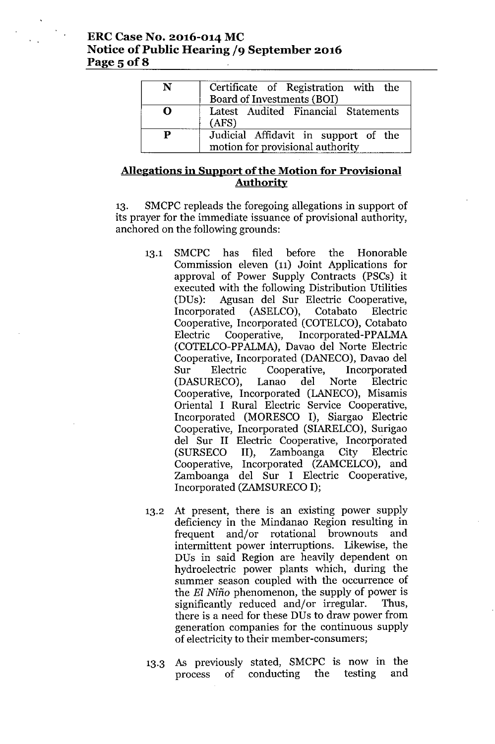| N | Certificate of Registration with the Board of Investments (BOI) |
|---|---|
| O | Latest Audited Financial Statements (AFS) |
| P | Judicial Affidavit in support of the motion for provisional authority |

## Allegations in Support of the Motion for Provisional Authority

13. SMCPC repleads the foregoing allegations in support of its prayer for the immediate issuance of provisional authority, anchored on the following grounds:

13.1 SMCPC has filed before the Honorable Commission eleven (11) Joint Applications for approval of Power Supply Contracts (PSCs) it executed with the following Distribution Utilities (DUs): Agusan del Sur Electric Cooperative, Incorporated (ASELCO), Cotabato Electric Cooperative, Incorporated (COTELCO), Cotabato Electric Cooperative, Incorporated-PPALMA (COTELCO-PPALMA), Davao del Norte Electric Cooperative, Incorporated (DANECO), Davao del Sur Electric Cooperative, Incorporated (DASURECO), Lanao del Norte Electric Cooperative, Incorporated (LANECO), Misamis Oriental I Rural Electric Service Cooperative, Incorporated (MORESCO I), Siargao Electric Cooperative, Incorporated (SIARELCO), Surigao del Sur II Electric Cooperative, Incorporated (SURSECO II), Zamboanga City Electric Cooperative, Incorporated (ZAMCELCO), and Zamboanga del Sur I Electric Cooperative, Incorporated (ZAMSURECO I);

13.2 At present, there is an existing power supply deficiency in the Mindanao Region resulting in frequent and/or rotational brownouts and intermittent power interruptions. Likewise, the DUs in said Region are heavily dependent on hydroelectric power plants which, during the summer season coupled with the occurrence of the *El Niño* phenomenon, the supply of power is significantly reduced and/or irregular. Thus, there is a need for these DUs to draw power from generation companies for the continuous supply of electricity to their member-consumers;

13.3 As previously stated, SMCPC is now in the process of conducting the testing and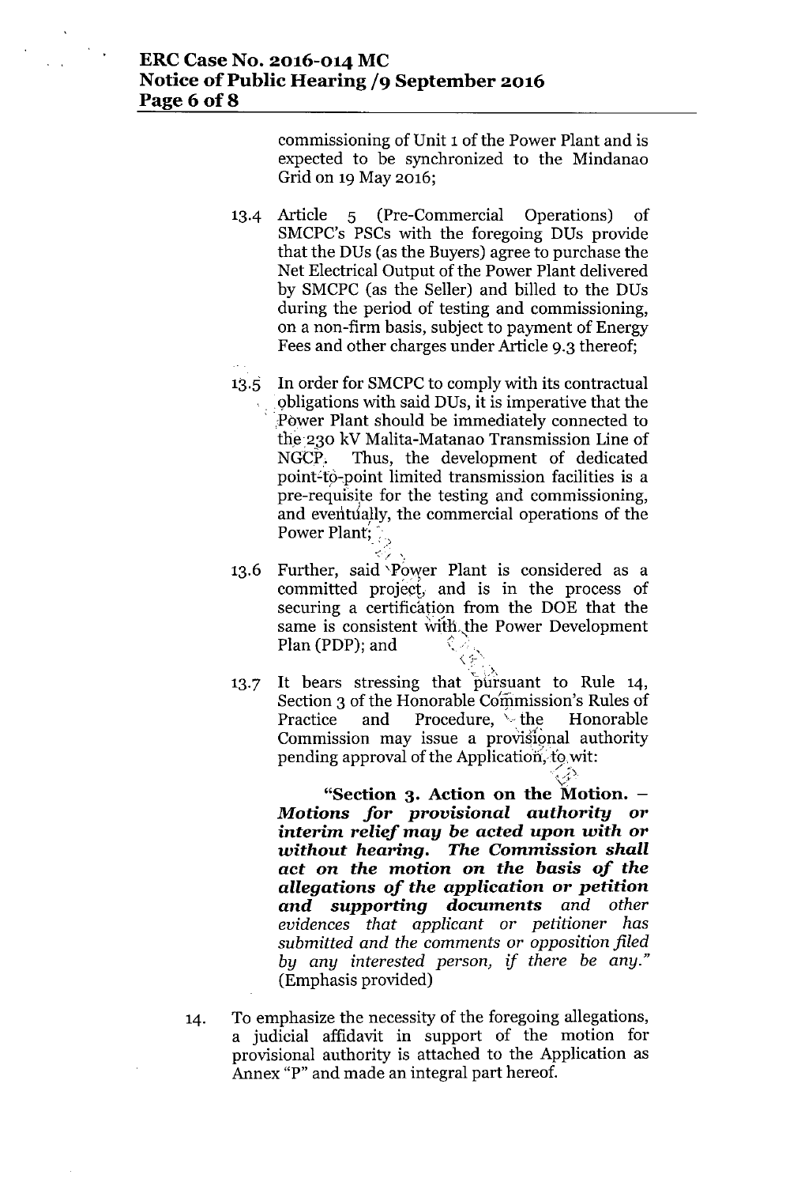commissioning of Unit 1 of the Power Plant and is expected to be synchronized to the Mindanao Grid on 19 May 2016;

13.4 Article 5 (Pre-Commercial Operations) of SMCPC's PSCs with the foregoing DUs provide that the DUs (as the Buyers) agree to purchase the Net Electrical Output of the Power Plant delivered by SMCPC (as the Seller) and billed to the DUs during the period of testing and commissioning, on a non-firm basis, subject to payment of Energy Fees and other charges under Article 9.3 thereof;

13.5 In order for SMCPC to comply with its contractual obligations with said DUs, it is imperative that the Power Plant should be immediately connected to the 230 kV Malita-Matanao Transmission Line of NGCP. Thus, the development of dedicated point-to-point limited transmission facilities is a pre-requisite for the testing and commissioning, and eventually, the commercial operations of the Power Plant;

13.6 Further, said Power Plant is considered as a committed project, and is in the process of securing a certification from the DOE that the same is consistent with the Power Development Plan (PDP); and

13.7 It bears stressing that pursuant to Rule 14, Section 3 of the Honorable Commission's Rules of Practice and Procedure, the Honorable Commission may issue a provisional authority pending approval of the Application, to wit:

> **"Section 3. Action on the Motion. –** ***Motions for provisional authority or interim relief may be acted upon with or without hearing. The Commission shall act on the motion on the basis of the allegations of the application or petition and supporting documents*** *and other evidences that applicant or petitioner has submitted and the comments or opposition filed by any interested person, if there be any."* (Emphasis provided)

14. To emphasize the necessity of the foregoing allegations, a judicial affidavit in support of the motion for provisional authority is attached to the Application as Annex "P" and made an integral part hereof.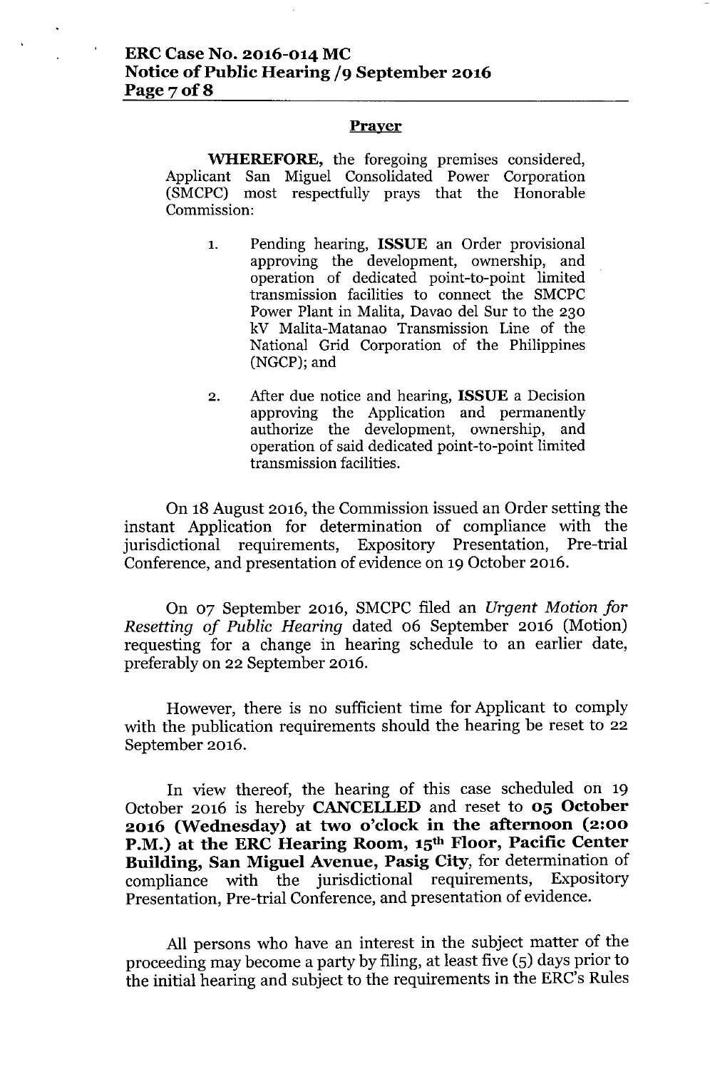## Prayer

**WHEREFORE,** the foregoing premises considered, Applicant San Miguel Consolidated Power Corporation (SMCPC) most respectfully prays that the Honorable Commission:

1. Pending hearing, **ISSUE** an Order provisional approving the development, ownership, and operation of dedicated point-to-point limited transmission facilities to connect the SMCPC Power Plant in Malita, Davao del Sur to the 230 kV Malita-Matanao Transmission Line of the National Grid Corporation of the Philippines (NGCP); and

2. After due notice and hearing, **ISSUE** a Decision approving the Application and permanently authorize the development, ownership, and operation of said dedicated point-to-point limited transmission facilities.

On 18 August 2016, the Commission issued an Order setting the instant Application for determination of compliance with the jurisdictional requirements, Expository Presentation, Pre-trial Conference, and presentation of evidence on 19 October 2016.

On 07 September 2016, SMCPC filed an *Urgent Motion for Resetting of Public Hearing* dated 06 September 2016 (Motion) requesting for a change in hearing schedule to an earlier date, preferably on 22 September 2016.

However, there is no sufficient time for Applicant to comply with the publication requirements should the hearing be reset to 22 September 2016.

In view thereof, the hearing of this case scheduled on 19 October 2016 is hereby **CANCELLED** and reset to **05 October 2016 (Wednesday) at two o'clock in the afternoon (2:00 P.M.) at the ERC Hearing Room, 15th Floor, Pacific Center Building, San Miguel Avenue, Pasig City**, for determination of compliance with the jurisdictional requirements, Expository Presentation, Pre-trial Conference, and presentation of evidence.

All persons who have an interest in the subject matter of the proceeding may become a party by filing, at least five (5) days prior to the initial hearing and subject to the requirements in the ERC's Rules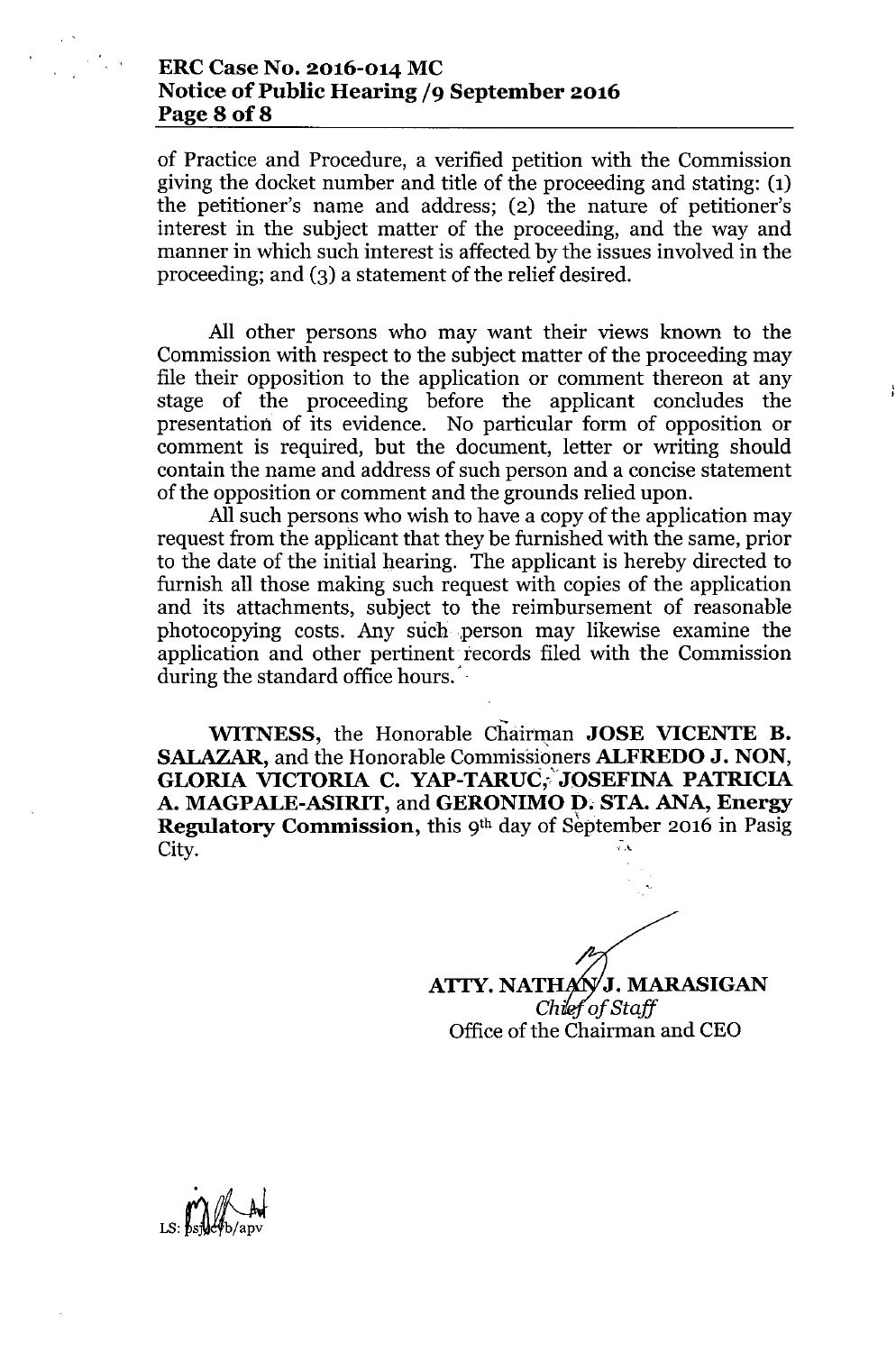of Practice and Procedure, a verified petition with the Commission giving the docket number and title of the proceeding and stating: (1) the petitioner's name and address; (2) the nature of petitioner's interest in the subject matter of the proceeding, and the way and manner in which such interest is affected by the issues involved in the proceeding; and (3) a statement of the relief desired.

All other persons who may want their views known to the Commission with respect to the subject matter of the proceeding may file their opposition to the application or comment thereon at any stage of the proceeding before the applicant concludes the presentation of its evidence. No particular form of opposition or comment is required, but the document, letter or writing should contain the name and address of such person and a concise statement of the opposition or comment and the grounds relied upon.

All such persons who wish to have a copy of the application may request from the applicant that they be furnished with the same, prior to the date of the initial hearing. The applicant is hereby directed to furnish all those making such request with copies of the application and its attachments, subject to the reimbursement of reasonable photocopying costs. Any such person may likewise examine the application and other pertinent records filed with the Commission during the standard office hours.

**WITNESS,** the Honorable Chairman **JOSE VICENTE B. SALAZAR,** and the Honorable Commissioners **ALFREDO J. NON, GLORIA VICTORIA C. YAP-TARUC, JOSEFINA PATRICIA A. MAGPALE-ASIRIT,** and **GERONIMO D. STA. ANA, Energy Regulatory Commission,** this 9th day of September 2016 in Pasig City.

**ATTY. NATHAN J. MARASIGAN**
*Chief of Staff*
Office of the Chairman and CEO

LS: psj/cfb/apv